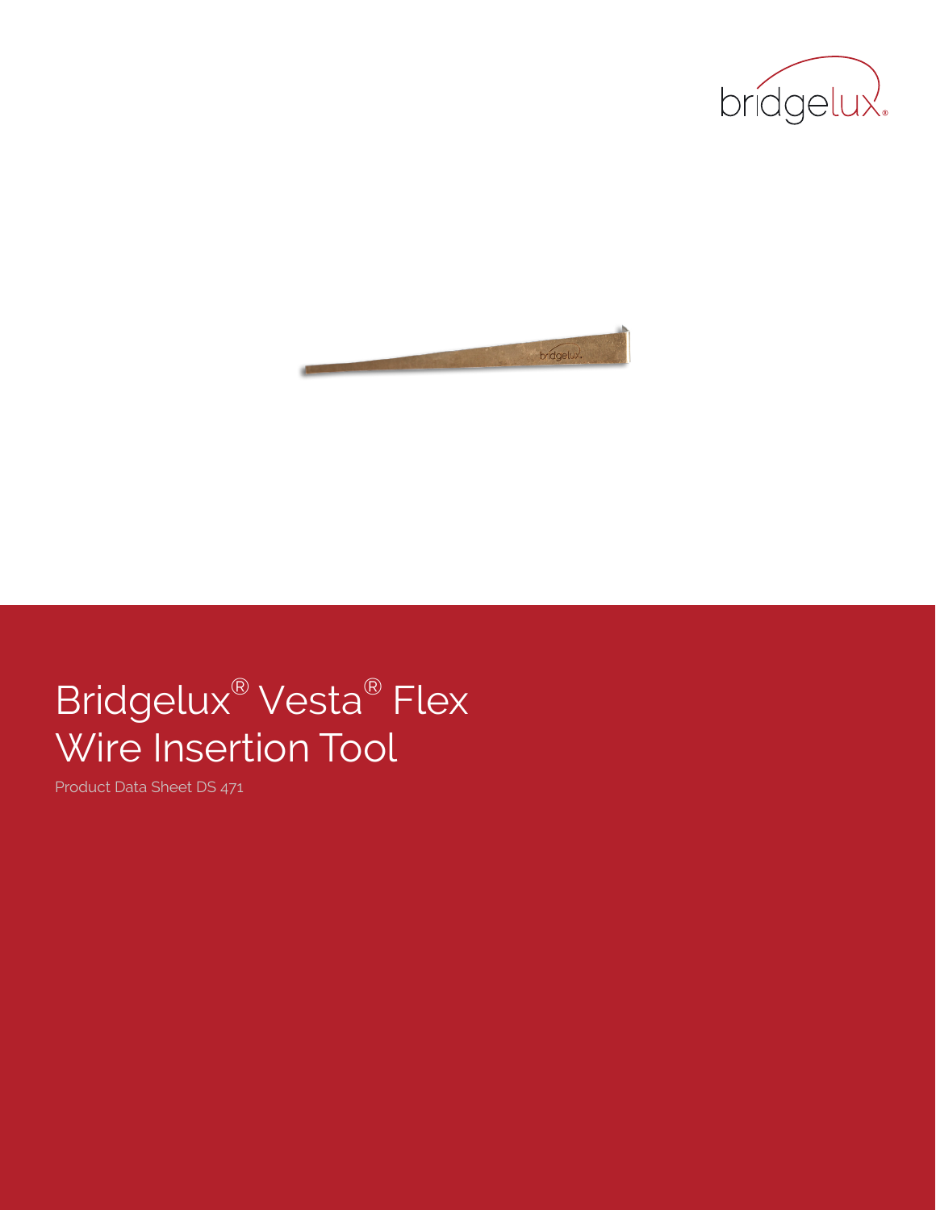# Bridgelux® Vesta® Flex Wire Insertion Tool

Product Data Sheet DS 471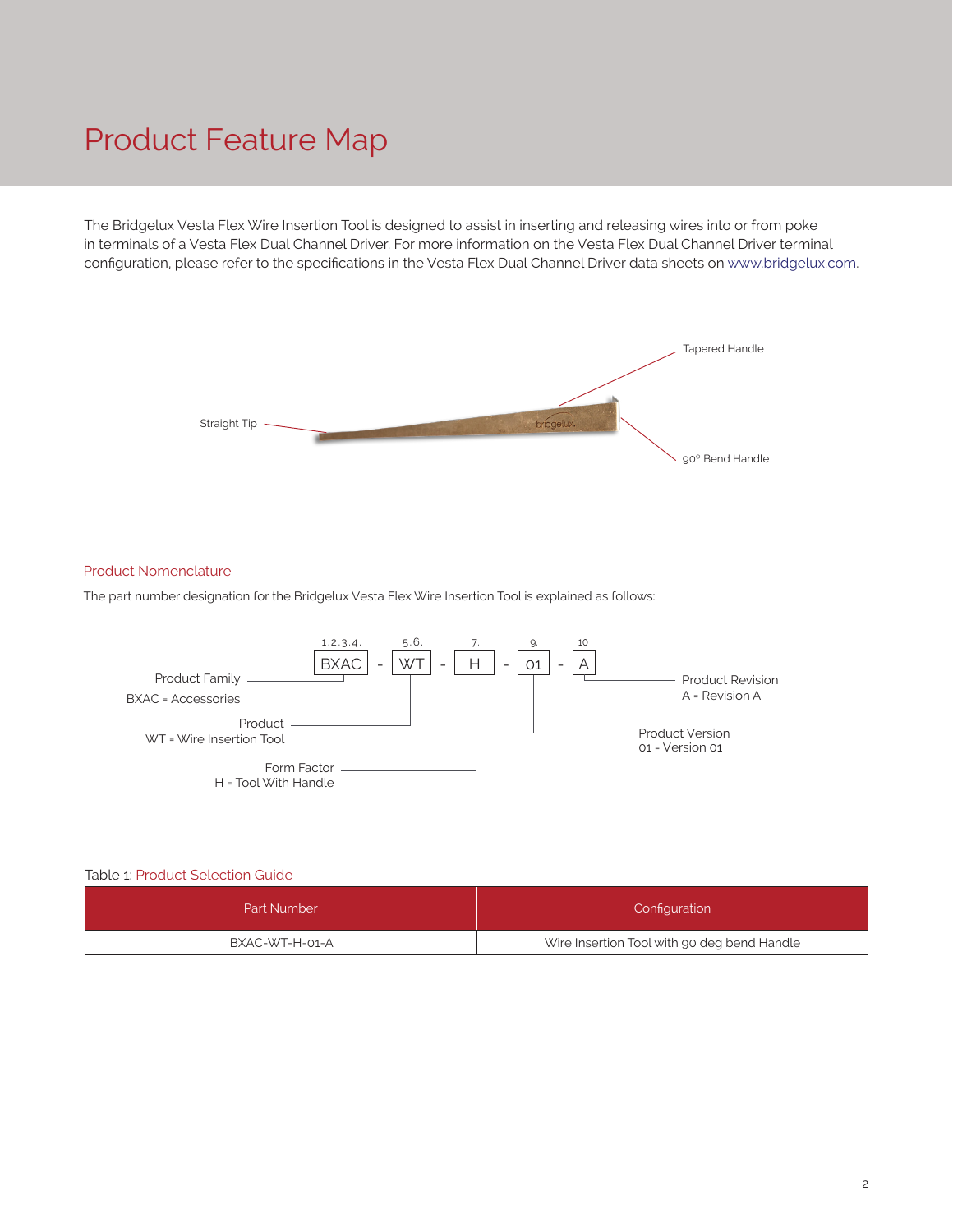# Product Feature Map

The Bridgelux Vesta Flex Wire Insertion Tool is designed to assist in inserting and releasing wires into or from poke in terminals of a Vesta Flex Dual Channel Driver. For more information on the Vesta Flex Dual Channel Driver terminal configuration, please refer to the specifications in the Vesta Flex Dual Channel Driver data sheets on www.bridgelux.com.

Straight Tip

Tapered Handle

90° Bend Handle

## Product Nomenclature

The part number designation for the Bridgelux Vesta Flex Wire Insertion Tool is explained as follows:

| 1,2,3,4. | | 5,6. | | 7. | | 9. | | 10 |
|---|---|---|---|---|---|---|---|---|
| BXAC | - | WT | - | H | - | 01 | - | A |

- Product Family: BXAC = Accessories
- Product: WT = Wire Insertion Tool
- Form Factor: H = Tool With Handle
- Product Version: 01 = Version 01
- Product Revision: A = Revision A

Table 1: Product Selection Guide

| Part Number | Configuration |
|---|---|
| BXAC-WT-H-01-A | Wire Insertion Tool with 90 deg bend Handle |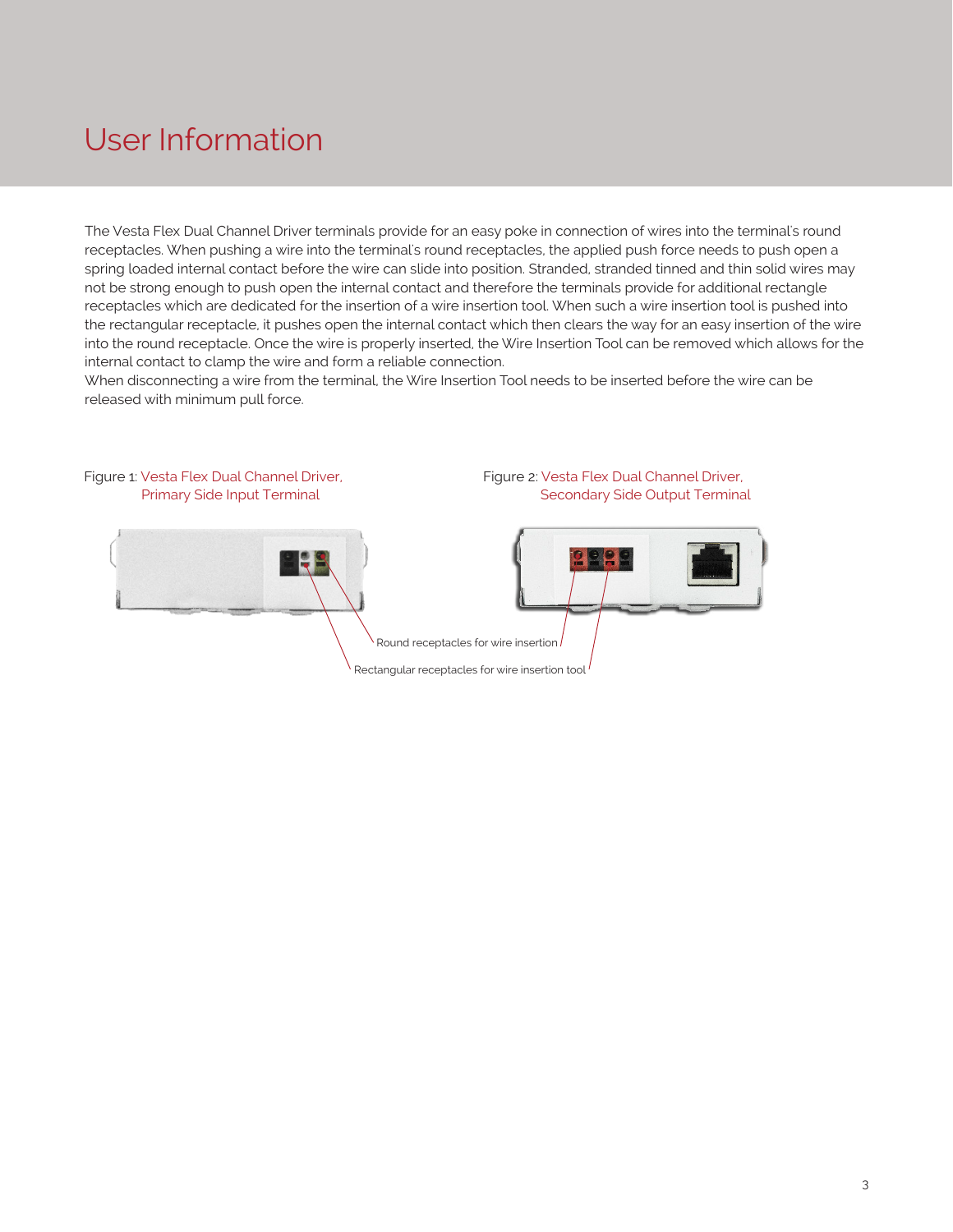# User Information

The Vesta Flex Dual Channel Driver terminals provide for an easy poke in connection of wires into the terminal's round receptacles. When pushing a wire into the terminal's round receptacles, the applied push force needs to push open a spring loaded internal contact before the wire can slide into position. Stranded, stranded tinned and thin solid wires may not be strong enough to push open the internal contact and therefore the terminals provide for additional rectangle receptacles which are dedicated for the insertion of a wire insertion tool. When such a wire insertion tool is pushed into the rectangular receptacle, it pushes open the internal contact which then clears the way for an easy insertion of the wire into the round receptacle. Once the wire is properly inserted, the Wire Insertion Tool can be removed which allows for the internal contact to clamp the wire and form a reliable connection.
When disconnecting a wire from the terminal, the Wire Insertion Tool needs to be inserted before the wire can be released with minimum pull force.

Figure 1: Vesta Flex Dual Channel Driver, Primary Side Input Terminal

Figure 2: Vesta Flex Dual Channel Driver, Secondary Side Output Terminal

Round receptacles for wire insertion

Rectangular receptacles for wire insertion tool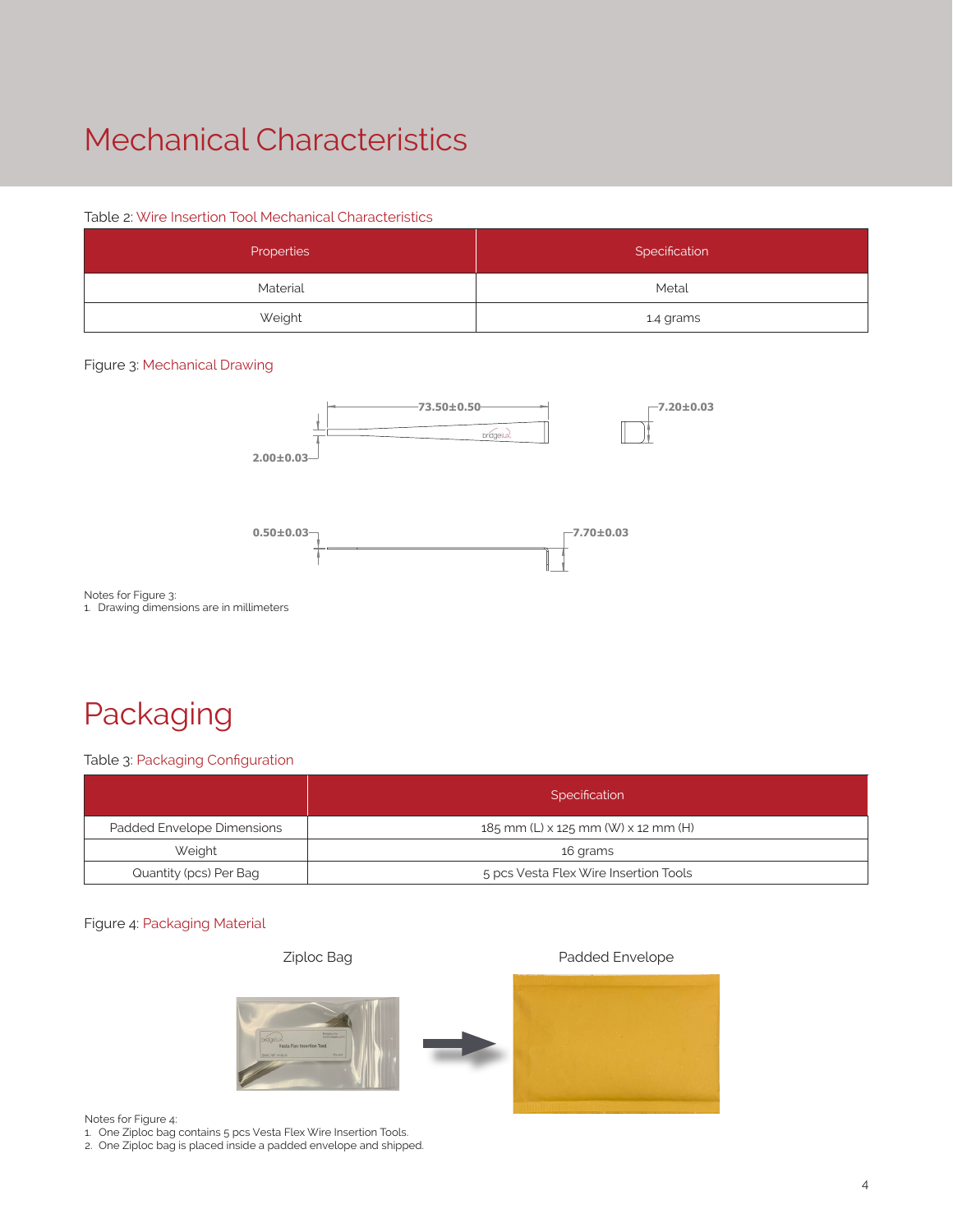# Mechanical Characteristics

Table 2: Wire Insertion Tool Mechanical Characteristics

| Properties | Specification |
| --- | --- |
| Material | Metal |
| Weight | 1.4 grams |

Figure 3: Mechanical Drawing

Notes for Figure 3:
1. Drawing dimensions are in millimeters

# Packaging

Table 3: Packaging Configuration

| | Specification |
| --- | --- |
| Padded Envelope Dimensions | 185 mm (L) x 125 mm (W) x 12 mm (H) |
| Weight | 16 grams |
| Quantity (pcs) Per Bag | 5 pcs Vesta Flex Wire Insertion Tools |

Figure 4: Packaging Material

Notes for Figure 4:
1. One Ziploc bag contains 5 pcs Vesta Flex Wire Insertion Tools.
2. One Ziploc bag is placed inside a padded envelope and shipped.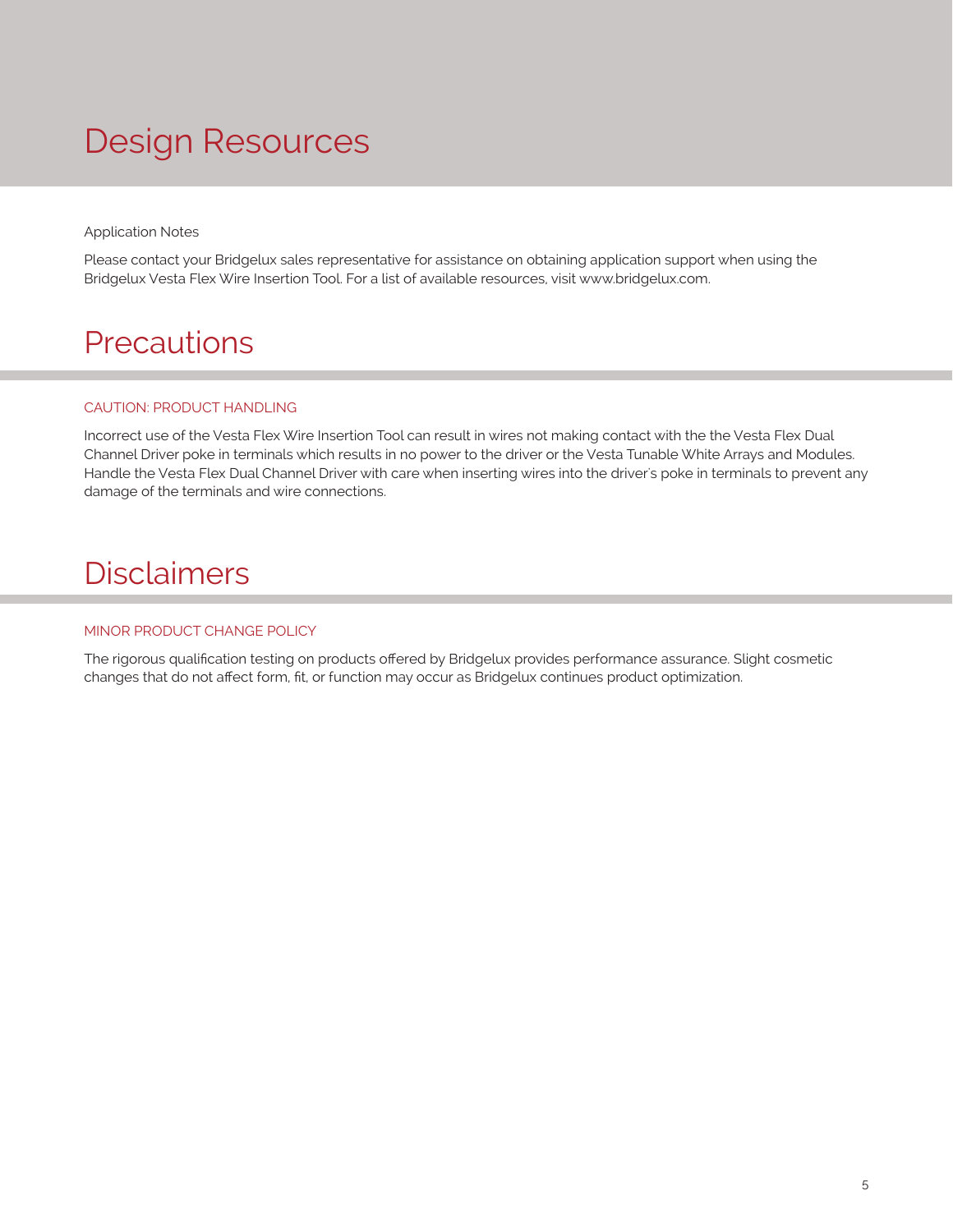# Design Resources

Application Notes

Please contact your Bridgelux sales representative for assistance on obtaining application support when using the Bridgelux Vesta Flex Wire Insertion Tool. For a list of available resources, visit www.bridgelux.com.

# Precautions

## CAUTION: PRODUCT HANDLING

Incorrect use of the Vesta Flex Wire Insertion Tool can result in wires not making contact with the the Vesta Flex Dual Channel Driver poke in terminals which results in no power to the driver or the Vesta Tunable White Arrays and Modules. Handle the Vesta Flex Dual Channel Driver with care when inserting wires into the driver's poke in terminals to prevent any damage of the terminals and wire connections.

# Disclaimers

## MINOR PRODUCT CHANGE POLICY

The rigorous qualification testing on products offered by Bridgelux provides performance assurance. Slight cosmetic changes that do not affect form, fit, or function may occur as Bridgelux continues product optimization.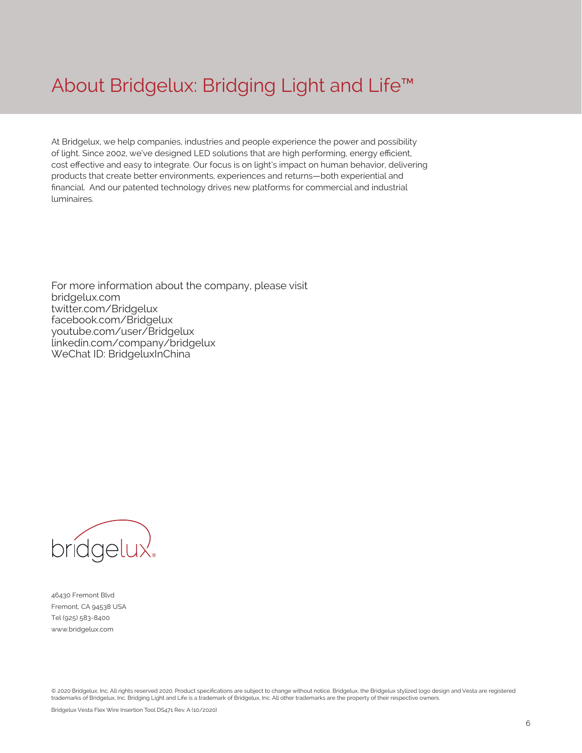# About Bridgelux: Bridging Light and Life™

At Bridgelux, we help companies, industries and people experience the power and possibility of light. Since 2002, we've designed LED solutions that are high performing, energy efficient, cost effective and easy to integrate. Our focus is on light's impact on human behavior, delivering products that create better environments, experiences and returns—both experiential and financial. And our patented technology drives new platforms for commercial and industrial luminaires.

For more information about the company, please visit
bridgelux.com
twitter.com/Bridgelux
facebook.com/Bridgelux
youtube.com/user/Bridgelux
linkedin.com/company/bridgelux
WeChat ID: BridgeluxInChina

46430 Fremont Blvd
Fremont, CA 94538 USA
Tel (925) 583-8400
www.bridgelux.com

© 2020 Bridgelux, Inc. All rights reserved 2020. Product specifications are subject to change without notice. Bridgelux, the Bridgelux stylized logo design and Vesta are registered trademarks of Bridgelux, Inc. Bridging Light and Life is a trademark of Bridgelux, Inc. All other trademarks are the property of their respective owners.

Bridgelux Vesta Flex Wire Insertion Tool DS471 Rev. A (10/2020)